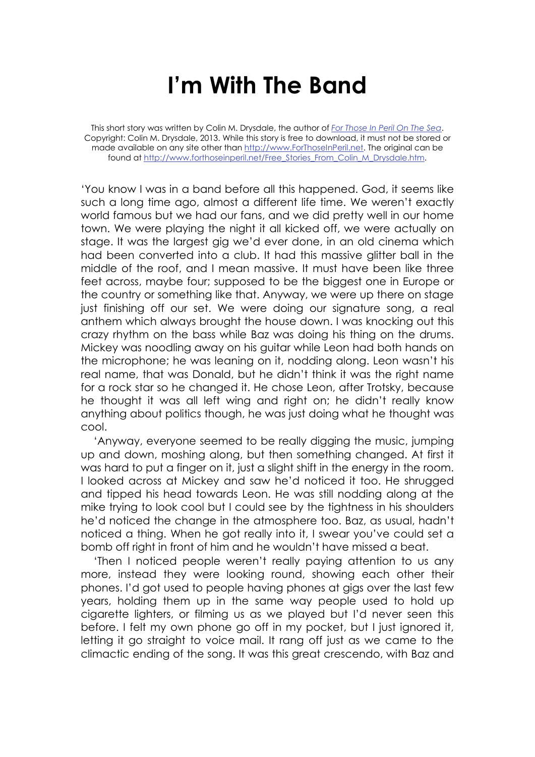# I'm With The Band

This short story was written by Colin M. Drysdale, the author of *[For Those In Peril On The Sea](http://www.ForThoseInPeril.net)*. Copyright: Colin M. Drysdale, 2013. While this story is free to download, it must not be stored or made available on any site other than [http://www.ForThoseInPeril.net](http://www.ForThoseInPeril.net). The original can be found at [http://www.forthoseinperil.net/Free_Stories_From_Colin_M_Drysdale.htm](http://www.forthoseinperil.net/Free_Stories_From_Colin_M_Drysdale.htm).

'You know I was in a band before all this happened. God, it seems like such a long time ago, almost a different life time. We weren't exactly world famous but we had our fans, and we did pretty well in our home town. We were playing the night it all kicked off, we were actually on stage. It was the largest gig we'd ever done, in an old cinema which had been converted into a club. It had this massive glitter ball in the middle of the roof, and I mean massive. It must have been like three feet across, maybe four; supposed to be the biggest one in Europe or the country or something like that. Anyway, we were up there on stage just finishing off our set. We were doing our signature song, a real anthem which always brought the house down. I was knocking out this crazy rhythm on the bass while Baz was doing his thing on the drums. Mickey was noodling away on his guitar while Leon had both hands on the microphone; he was leaning on it, nodding along. Leon wasn't his real name, that was Donald, but he didn't think it was the right name for a rock star so he changed it. He chose Leon, after Trotsky, because he thought it was all left wing and right on; he didn't really know anything about politics though, he was just doing what he thought was cool.

'Anyway, everyone seemed to be really digging the music, jumping up and down, moshing along, but then something changed. At first it was hard to put a finger on it, just a slight shift in the energy in the room. I looked across at Mickey and saw he'd noticed it too. He shrugged and tipped his head towards Leon. He was still nodding along at the mike trying to look cool but I could see by the tightness in his shoulders he'd noticed the change in the atmosphere too. Baz, as usual, hadn't noticed a thing. When he got really into it, I swear you've could set a bomb off right in front of him and he wouldn't have missed a beat.

'Then I noticed people weren't really paying attention to us any more, instead they were looking round, showing each other their phones. I'd got used to people having phones at gigs over the last few years, holding them up in the same way people used to hold up cigarette lighters, or filming us as we played but I'd never seen this before. I felt my own phone go off in my pocket, but I just ignored it, letting it go straight to voice mail. It rang off just as we came to the climactic ending of the song. It was this great crescendo, with Baz and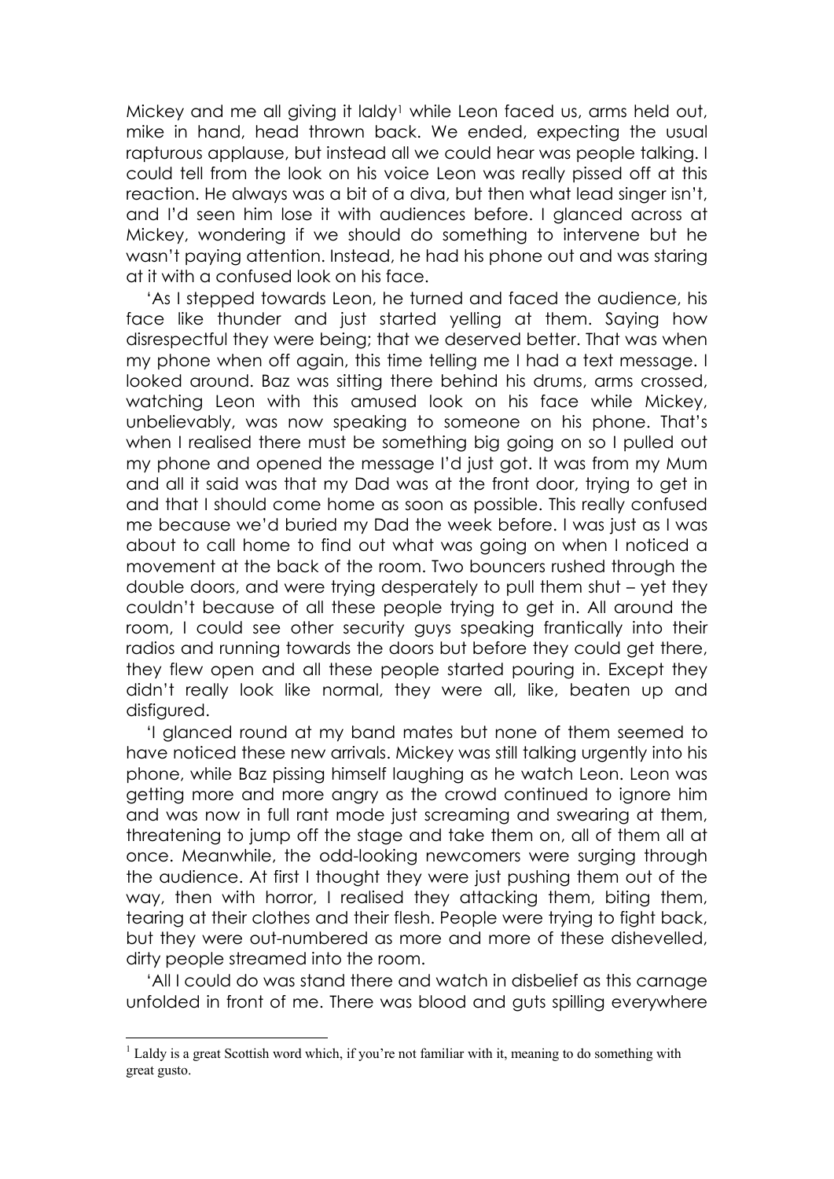Mickey and me all giving it laldy[1] while Leon faced us, arms held out, mike in hand, head thrown back. We ended, expecting the usual rapturous applause, but instead all we could hear was people talking. I could tell from the look on his voice Leon was really pissed off at this reaction. He always was a bit of a diva, but then what lead singer isn't, and I'd seen him lose it with audiences before. I glanced across at Mickey, wondering if we should do something to intervene but he wasn't paying attention. Instead, he had his phone out and was staring at it with a confused look on his face.

'As I stepped towards Leon, he turned and faced the audience, his face like thunder and just started yelling at them. Saying how disrespectful they were being; that we deserved better. That was when my phone when off again, this time telling me I had a text message. I looked around. Baz was sitting there behind his drums, arms crossed, watching Leon with this amused look on his face while Mickey, unbelievably, was now speaking to someone on his phone. That's when I realised there must be something big going on so I pulled out my phone and opened the message I'd just got. It was from my Mum and all it said was that my Dad was at the front door, trying to get in and that I should come home as soon as possible. This really confused me because we'd buried my Dad the week before. I was just as I was about to call home to find out what was going on when I noticed a movement at the back of the room. Two bouncers rushed through the double doors, and were trying desperately to pull them shut – yet they couldn't because of all these people trying to get in. All around the room, I could see other security guys speaking frantically into their radios and running towards the doors but before they could get there, they flew open and all these people started pouring in. Except they didn't really look like normal, they were all, like, beaten up and disfigured.

'I glanced round at my band mates but none of them seemed to have noticed these new arrivals. Mickey was still talking urgently into his phone, while Baz pissing himself laughing as he watch Leon. Leon was getting more and more angry as the crowd continued to ignore him and was now in full rant mode just screaming and swearing at them, threatening to jump off the stage and take them on, all of them all at once. Meanwhile, the odd-looking newcomers were surging through the audience. At first I thought they were just pushing them out of the way, then with horror, I realised they attacking them, biting them, tearing at their clothes and their flesh. People were trying to fight back, but they were out-numbered as more and more of these dishevelled, dirty people streamed into the room.

'All I could do was stand there and watch in disbelief as this carnage unfolded in front of me. There was blood and guts spilling everywhere

---

[1] Laldy is a great Scottish word which, if you're not familiar with it, meaning to do something with great gusto.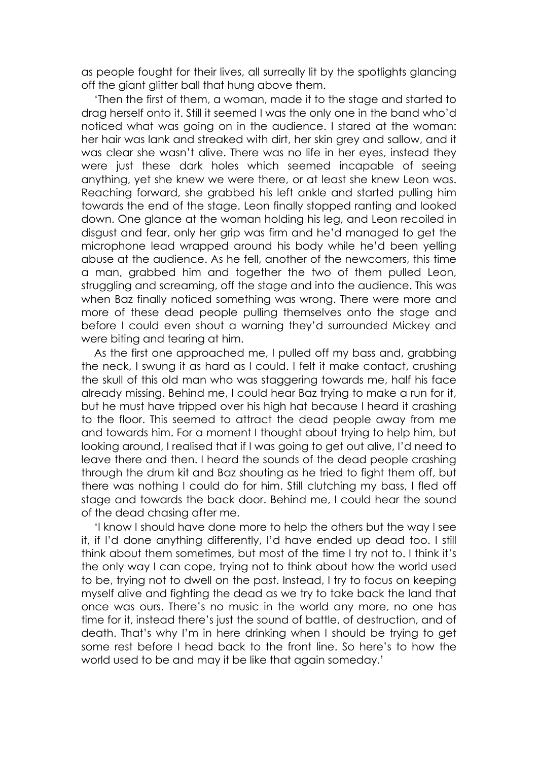as people fought for their lives, all surreally lit by the spotlights glancing off the giant glitter ball that hung above them.

'Then the first of them, a woman, made it to the stage and started to drag herself onto it. Still it seemed I was the only one in the band who'd noticed what was going on in the audience. I stared at the woman: her hair was lank and streaked with dirt, her skin grey and sallow, and it was clear she wasn't alive. There was no life in her eyes, instead they were just these dark holes which seemed incapable of seeing anything, yet she knew we were there, or at least she knew Leon was. Reaching forward, she grabbed his left ankle and started pulling him towards the end of the stage. Leon finally stopped ranting and looked down. One glance at the woman holding his leg, and Leon recoiled in disgust and fear, only her grip was firm and he'd managed to get the microphone lead wrapped around his body while he'd been yelling abuse at the audience. As he fell, another of the newcomers, this time a man, grabbed him and together the two of them pulled Leon, struggling and screaming, off the stage and into the audience. This was when Baz finally noticed something was wrong. There were more and more of these dead people pulling themselves onto the stage and before I could even shout a warning they'd surrounded Mickey and were biting and tearing at him.

As the first one approached me, I pulled off my bass and, grabbing the neck, I swung it as hard as I could. I felt it make contact, crushing the skull of this old man who was staggering towards me, half his face already missing. Behind me, I could hear Baz trying to make a run for it, but he must have tripped over his high hat because I heard it crashing to the floor. This seemed to attract the dead people away from me and towards him. For a moment I thought about trying to help him, but looking around, I realised that if I was going to get out alive, I'd need to leave there and then. I heard the sounds of the dead people crashing through the drum kit and Baz shouting as he tried to fight them off, but there was nothing I could do for him. Still clutching my bass, I fled off stage and towards the back door. Behind me, I could hear the sound of the dead chasing after me.

'I know I should have done more to help the others but the way I see it, if I'd done anything differently, I'd have ended up dead too. I still think about them sometimes, but most of the time I try not to. I think it's the only way I can cope, trying not to think about how the world used to be, trying not to dwell on the past. Instead, I try to focus on keeping myself alive and fighting the dead as we try to take back the land that once was ours. There's no music in the world any more, no one has time for it, instead there's just the sound of battle, of destruction, and of death. That's why I'm in here drinking when I should be trying to get some rest before I head back to the front line. So here's to how the world used to be and may it be like that again someday.'